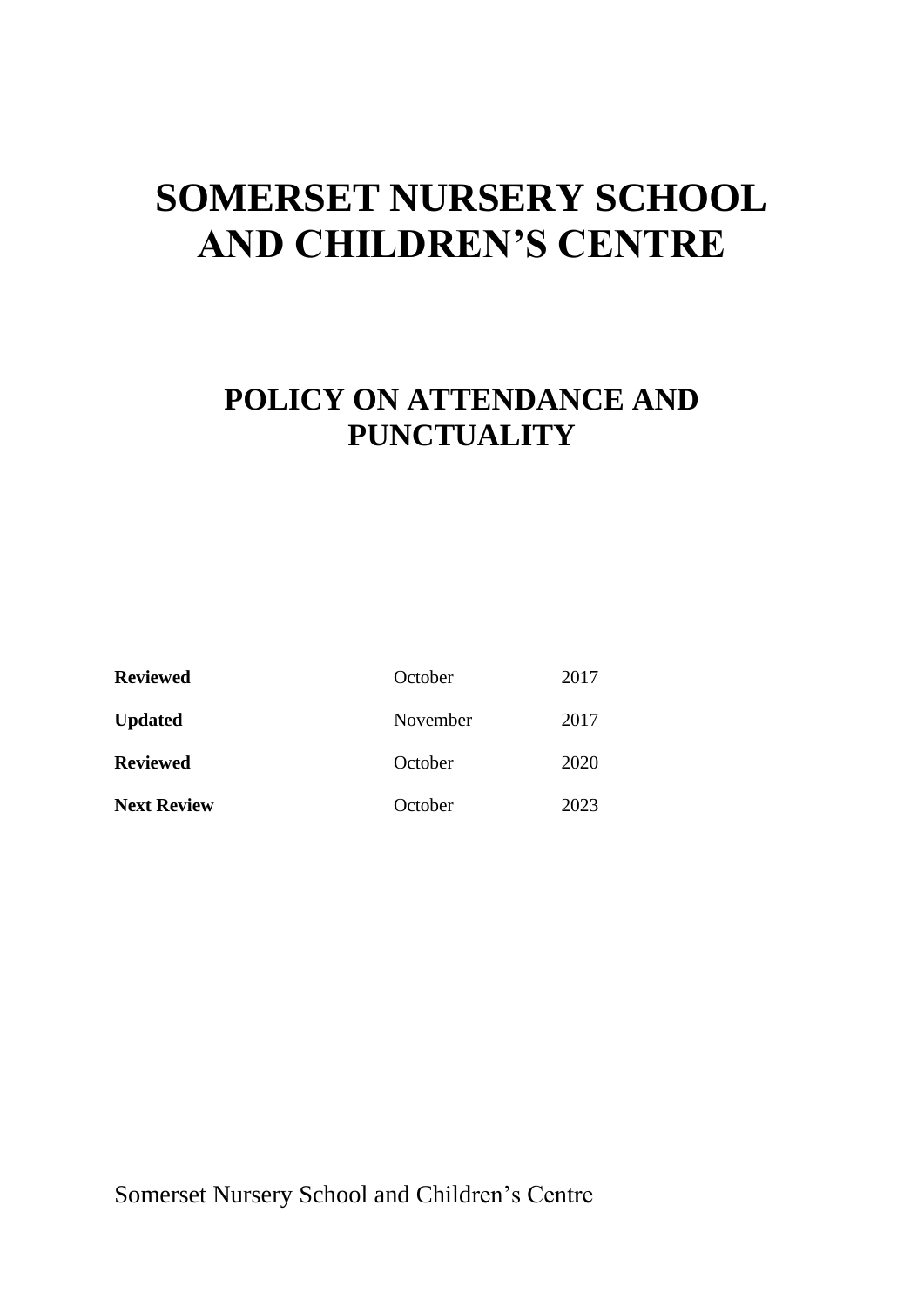# SOMERSET NURSERY SCHOOL AND CHILDREN'S CENTRE

## POLICY ON ATTENDANCE AND PUNCTUALITY

| | | |
|---|---|---|
| **Reviewed** | October | 2017 |
| **Updated** | November | 2017 |
| **Reviewed** | October | 2020 |
| **Next Review** | October | 2023 |

Somerset Nursery School and Children's Centre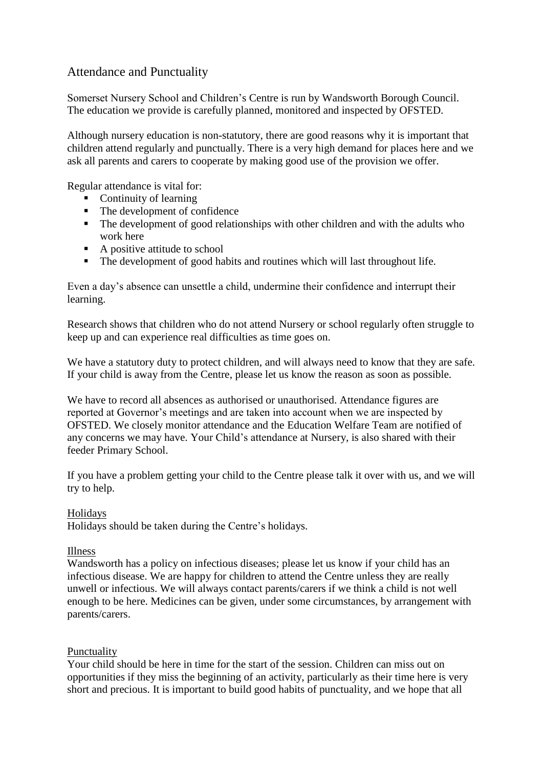## Attendance and Punctuality

Somerset Nursery School and Children's Centre is run by Wandsworth Borough Council. The education we provide is carefully planned, monitored and inspected by OFSTED.

Although nursery education is non-statutory, there are good reasons why it is important that children attend regularly and punctually. There is a very high demand for places here and we ask all parents and carers to cooperate by making good use of the provision we offer.

Regular attendance is vital for:

- Continuity of learning
- The development of confidence
- The development of good relationships with other children and with the adults who work here
- A positive attitude to school
- The development of good habits and routines which will last throughout life.

Even a day's absence can unsettle a child, undermine their confidence and interrupt their learning.

Research shows that children who do not attend Nursery or school regularly often struggle to keep up and can experience real difficulties as time goes on.

We have a statutory duty to protect children, and will always need to know that they are safe. If your child is away from the Centre, please let us know the reason as soon as possible.

We have to record all absences as authorised or unauthorised. Attendance figures are reported at Governor's meetings and are taken into account when we are inspected by OFSTED. We closely monitor attendance and the Education Welfare Team are notified of any concerns we may have. Your Child's attendance at Nursery, is also shared with their feeder Primary School.

If you have a problem getting your child to the Centre please talk it over with us, and we will try to help.

<u>Holidays</u>

Holidays should be taken during the Centre's holidays.

<u>Illness</u>

Wandsworth has a policy on infectious diseases; please let us know if your child has an infectious disease. We are happy for children to attend the Centre unless they are really unwell or infectious. We will always contact parents/carers if we think a child is not well enough to be here. Medicines can be given, under some circumstances, by arrangement with parents/carers.

<u>Punctuality</u>

Your child should be here in time for the start of the session. Children can miss out on opportunities if they miss the beginning of an activity, particularly as their time here is very short and precious. It is important to build good habits of punctuality, and we hope that all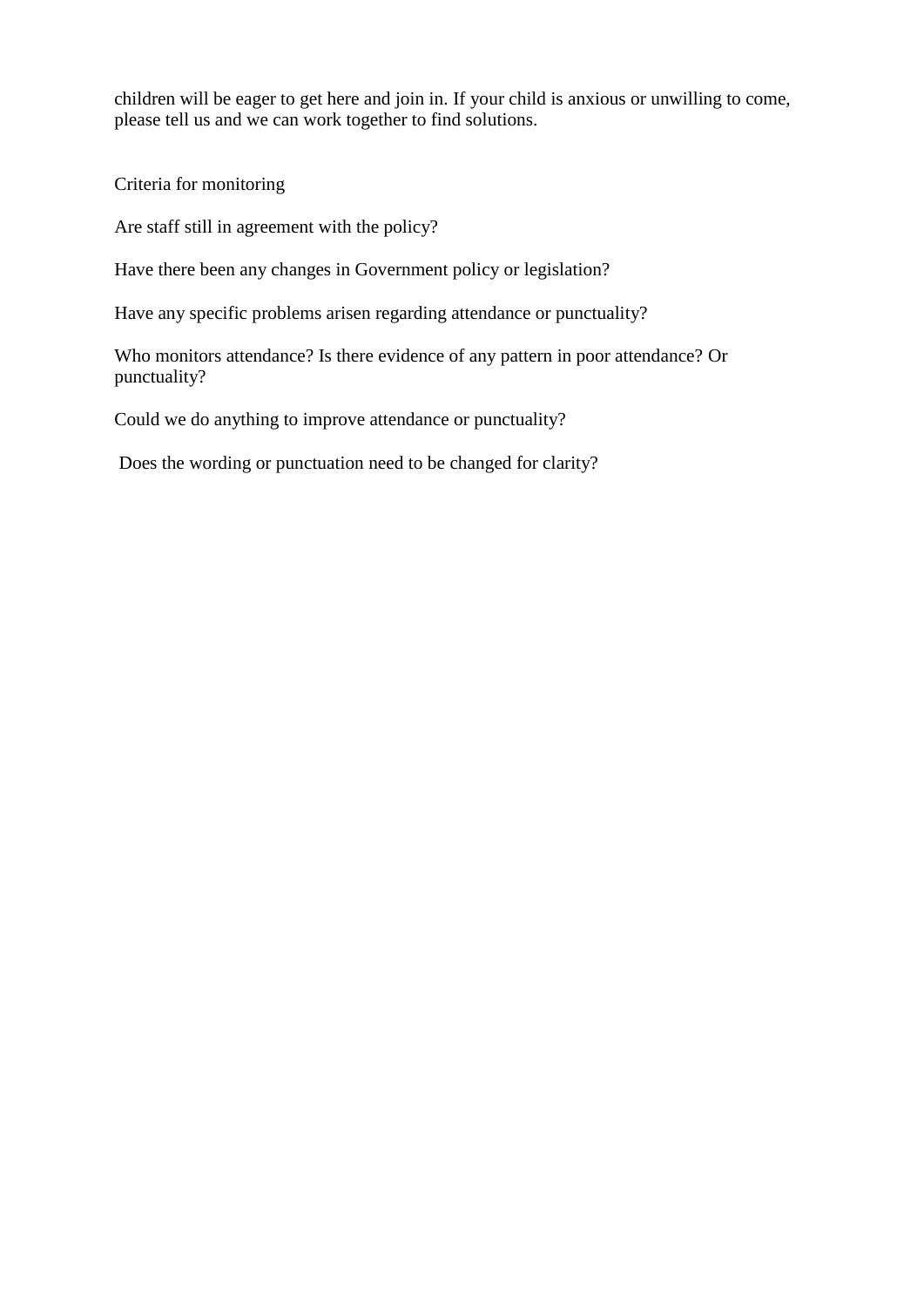children will be eager to get here and join in. If your child is anxious or unwilling to come, please tell us and we can work together to find solutions.

Criteria for monitoring

Are staff still in agreement with the policy?

Have there been any changes in Government policy or legislation?

Have any specific problems arisen regarding attendance or punctuality?

Who monitors attendance? Is there evidence of any pattern in poor attendance? Or punctuality?

Could we do anything to improve attendance or punctuality?

Does the wording or punctuation need to be changed for clarity?